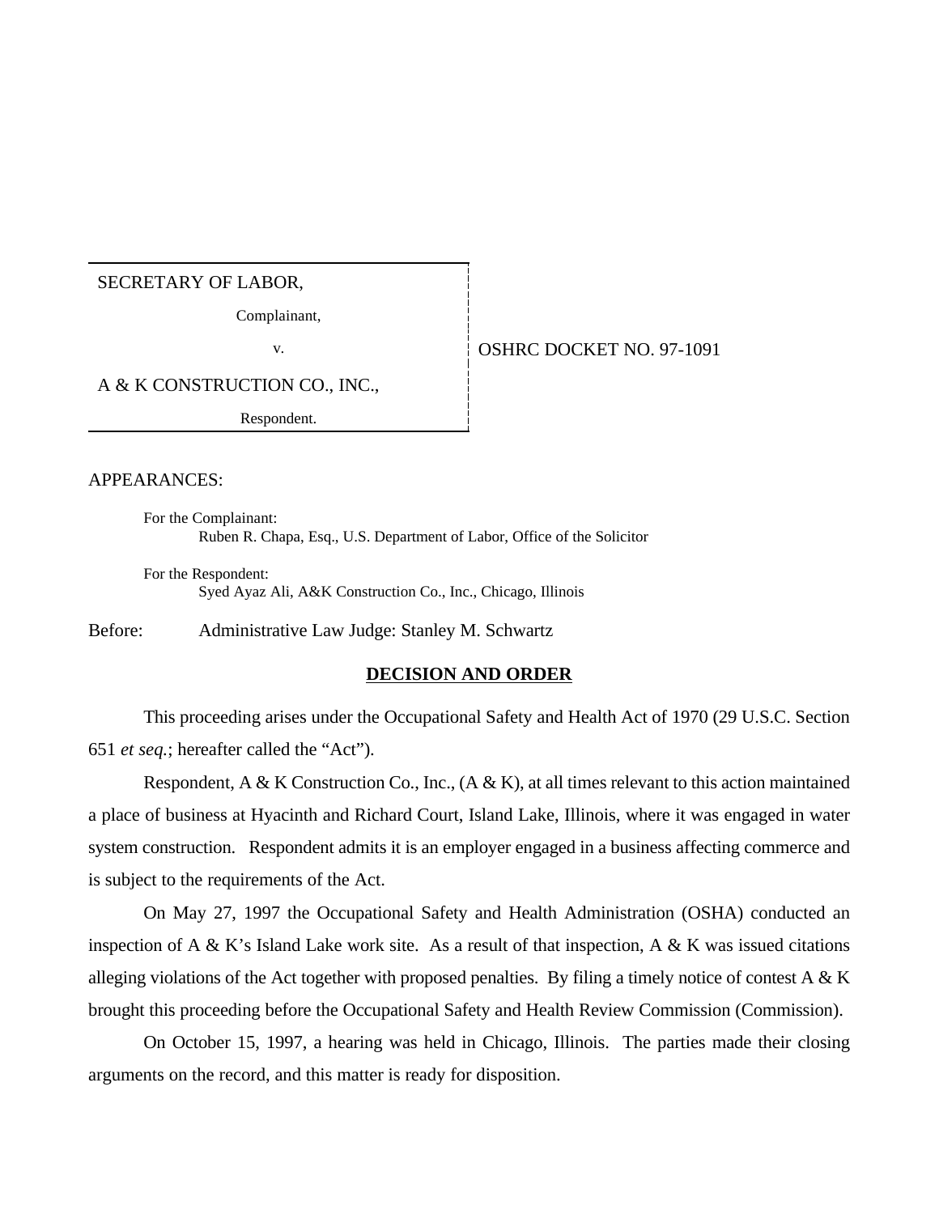SECRETARY OF LABOR,

Complainant,

v.

A & K CONSTRUCTION CO., INC.,

Respondent.

OSHRC DOCKET NO. 97-1091

APPEARANCES:

For the Complainant:
Ruben R. Chapa, Esq., U.S. Department of Labor, Office of the Solicitor

For the Respondent:
Syed Ayaz Ali, A&K Construction Co., Inc., Chicago, Illinois

Before: Administrative Law Judge: Stanley M. Schwartz

## DECISION AND ORDER

This proceeding arises under the Occupational Safety and Health Act of 1970 (29 U.S.C. Section 651 *et seq.*; hereafter called the "Act").

Respondent, A & K Construction Co., Inc., (A & K), at all times relevant to this action maintained a place of business at Hyacinth and Richard Court, Island Lake, Illinois, where it was engaged in water system construction. Respondent admits it is an employer engaged in a business affecting commerce and is subject to the requirements of the Act.

On May 27, 1997 the Occupational Safety and Health Administration (OSHA) conducted an inspection of A & K's Island Lake work site. As a result of that inspection, A & K was issued citations alleging violations of the Act together with proposed penalties. By filing a timely notice of contest A & K brought this proceeding before the Occupational Safety and Health Review Commission (Commission).

On October 15, 1997, a hearing was held in Chicago, Illinois. The parties made their closing arguments on the record, and this matter is ready for disposition.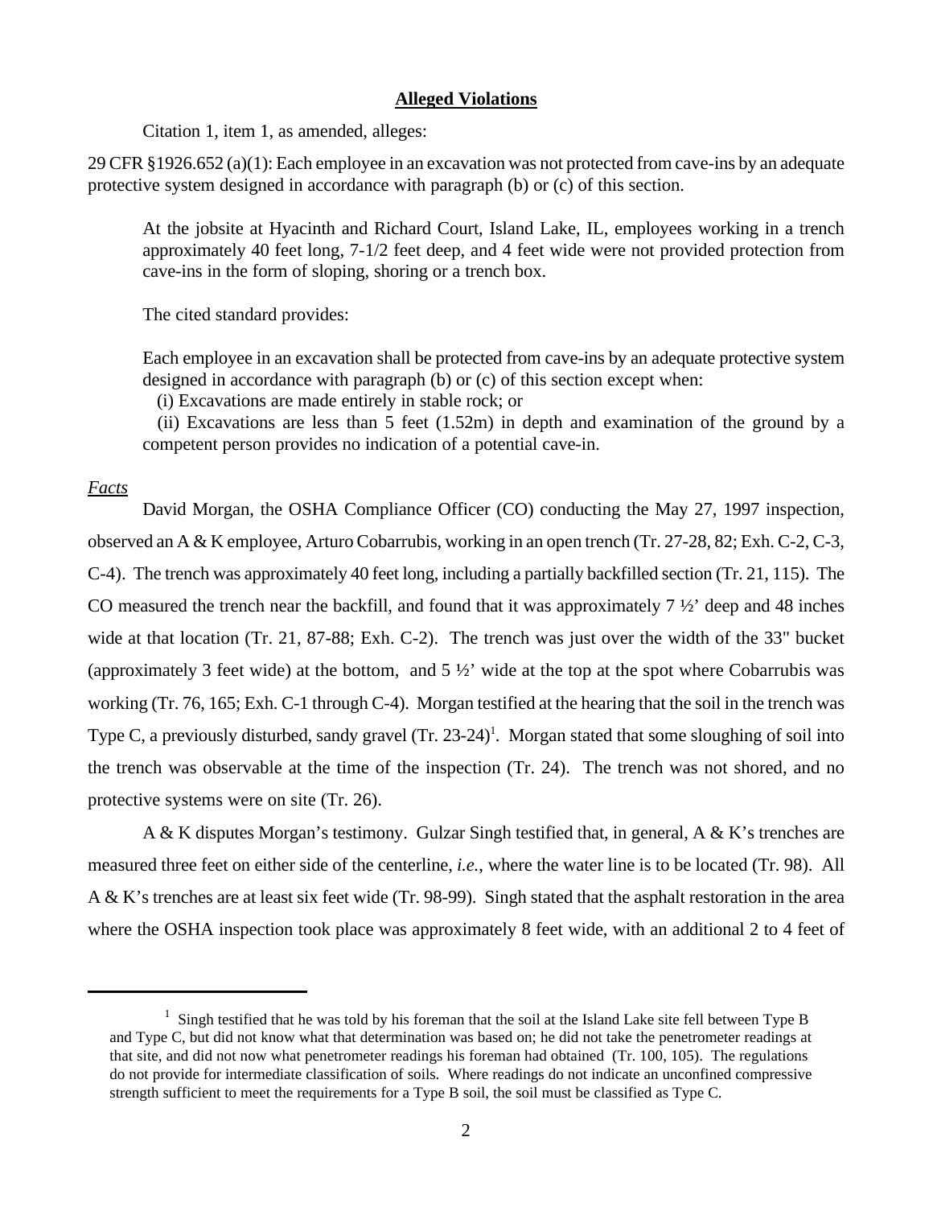**Alleged Violations**

Citation 1, item 1, as amended, alleges:

29 CFR §1926.652 (a)(1): Each employee in an excavation was not protected from cave-ins by an adequate protective system designed in accordance with paragraph (b) or (c) of this section.

> At the jobsite at Hyacinth and Richard Court, Island Lake, IL, employees working in a trench approximately 40 feet long, 7-1/2 feet deep, and 4 feet wide were not provided protection from cave-ins in the form of sloping, shoring or a trench box.
>
> The cited standard provides:
>
> Each employee in an excavation shall be protected from cave-ins by an adequate protective system designed in accordance with paragraph (b) or (c) of this section except when:
> (i) Excavations are made entirely in stable rock; or
> (ii) Excavations are less than 5 feet (1.52m) in depth and examination of the ground by a competent person provides no indication of a potential cave-in.

*Facts*

David Morgan, the OSHA Compliance Officer (CO) conducting the May 27, 1997 inspection, observed an A & K employee, Arturo Cobarrubis, working in an open trench (Tr. 27-28, 82; Exh. C-2, C-3, C-4). The trench was approximately 40 feet long, including a partially backfilled section (Tr. 21, 115). The CO measured the trench near the backfill, and found that it was approximately 7 ½' deep and 48 inches wide at that location (Tr. 21, 87-88; Exh. C-2). The trench was just over the width of the 33" bucket (approximately 3 feet wide) at the bottom, and 5 ½' wide at the top at the spot where Cobarrubis was working (Tr. 76, 165; Exh. C-1 through C-4). Morgan testified at the hearing that the soil in the trench was Type C, a previously disturbed, sandy gravel (Tr. 23-24)[1]. Morgan stated that some sloughing of soil into the trench was observable at the time of the inspection (Tr. 24). The trench was not shored, and no protective systems were on site (Tr. 26).

A & K disputes Morgan's testimony. Gulzar Singh testified that, in general, A & K's trenches are measured three feet on either side of the centerline, *i.e.*, where the water line is to be located (Tr. 98). All A & K's trenches are at least six feet wide (Tr. 98-99). Singh stated that the asphalt restoration in the area where the OSHA inspection took place was approximately 8 feet wide, with an additional 2 to 4 feet of

---

[1] Singh testified that he was told by his foreman that the soil at the Island Lake site fell between Type B and Type C, but did not know what that determination was based on; he did not take the penetrometer readings at that site, and did not now what penetrometer readings his foreman had obtained (Tr. 100, 105). The regulations do not provide for intermediate classification of soils. Where readings do not indicate an unconfined compressive strength sufficient to meet the requirements for a Type B soil, the soil must be classified as Type C.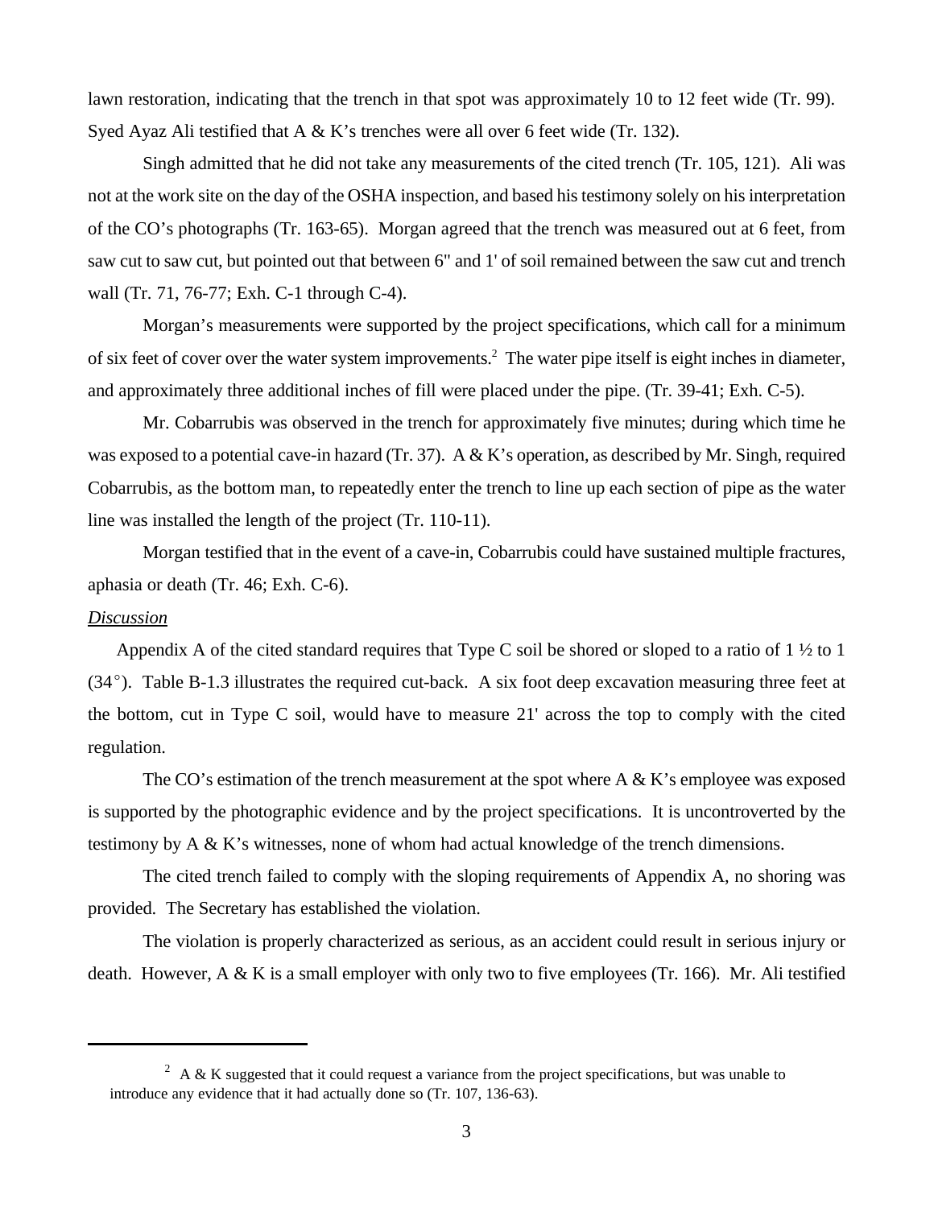lawn restoration, indicating that the trench in that spot was approximately 10 to 12 feet wide (Tr. 99). Syed Ayaz Ali testified that A & K's trenches were all over 6 feet wide (Tr. 132).

Singh admitted that he did not take any measurements of the cited trench (Tr. 105, 121). Ali was not at the work site on the day of the OSHA inspection, and based his testimony solely on his interpretation of the CO's photographs (Tr. 163-65). Morgan agreed that the trench was measured out at 6 feet, from saw cut to saw cut, but pointed out that between 6" and 1' of soil remained between the saw cut and trench wall (Tr. 71, 76-77; Exh. C-1 through C-4).

Morgan's measurements were supported by the project specifications, which call for a minimum of six feet of cover over the water system improvements.[2] The water pipe itself is eight inches in diameter, and approximately three additional inches of fill were placed under the pipe. (Tr. 39-41; Exh. C-5).

Mr. Cobarrubis was observed in the trench for approximately five minutes; during which time he was exposed to a potential cave-in hazard (Tr. 37). A & K's operation, as described by Mr. Singh, required Cobarrubis, as the bottom man, to repeatedly enter the trench to line up each section of pipe as the water line was installed the length of the project (Tr. 110-11).

Morgan testified that in the event of a cave-in, Cobarrubis could have sustained multiple fractures, aphasia or death (Tr. 46; Exh. C-6).

*Discussion*

Appendix A of the cited standard requires that Type C soil be shored or sloped to a ratio of 1 ½ to 1 (34°). Table B-1.3 illustrates the required cut-back. A six foot deep excavation measuring three feet at the bottom, cut in Type C soil, would have to measure 21' across the top to comply with the cited regulation.

The CO's estimation of the trench measurement at the spot where A & K's employee was exposed is supported by the photographic evidence and by the project specifications. It is uncontroverted by the testimony by A & K's witnesses, none of whom had actual knowledge of the trench dimensions.

The cited trench failed to comply with the sloping requirements of Appendix A, no shoring was provided. The Secretary has established the violation.

The violation is properly characterized as serious, as an accident could result in serious injury or death. However, A & K is a small employer with only two to five employees (Tr. 166). Mr. Ali testified

---

[2] A & K suggested that it could request a variance from the project specifications, but was unable to introduce any evidence that it had actually done so (Tr. 107, 136-63).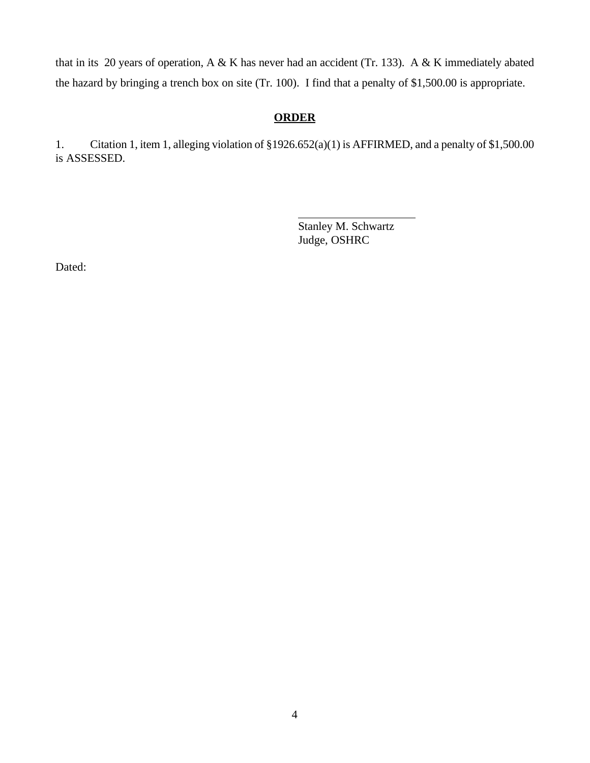that in its 20 years of operation, A & K has never had an accident (Tr. 133). A & K immediately abated the hazard by bringing a trench box on site (Tr. 100). I find that a penalty of $1,500.00 is appropriate.

## **ORDER**

1. Citation 1, item 1, alleging violation of §1926.652(a)(1) is AFFIRMED, and a penalty of $1,500.00 is ASSESSED.

Stanley M. Schwartz
Judge, OSHRC

Dated: